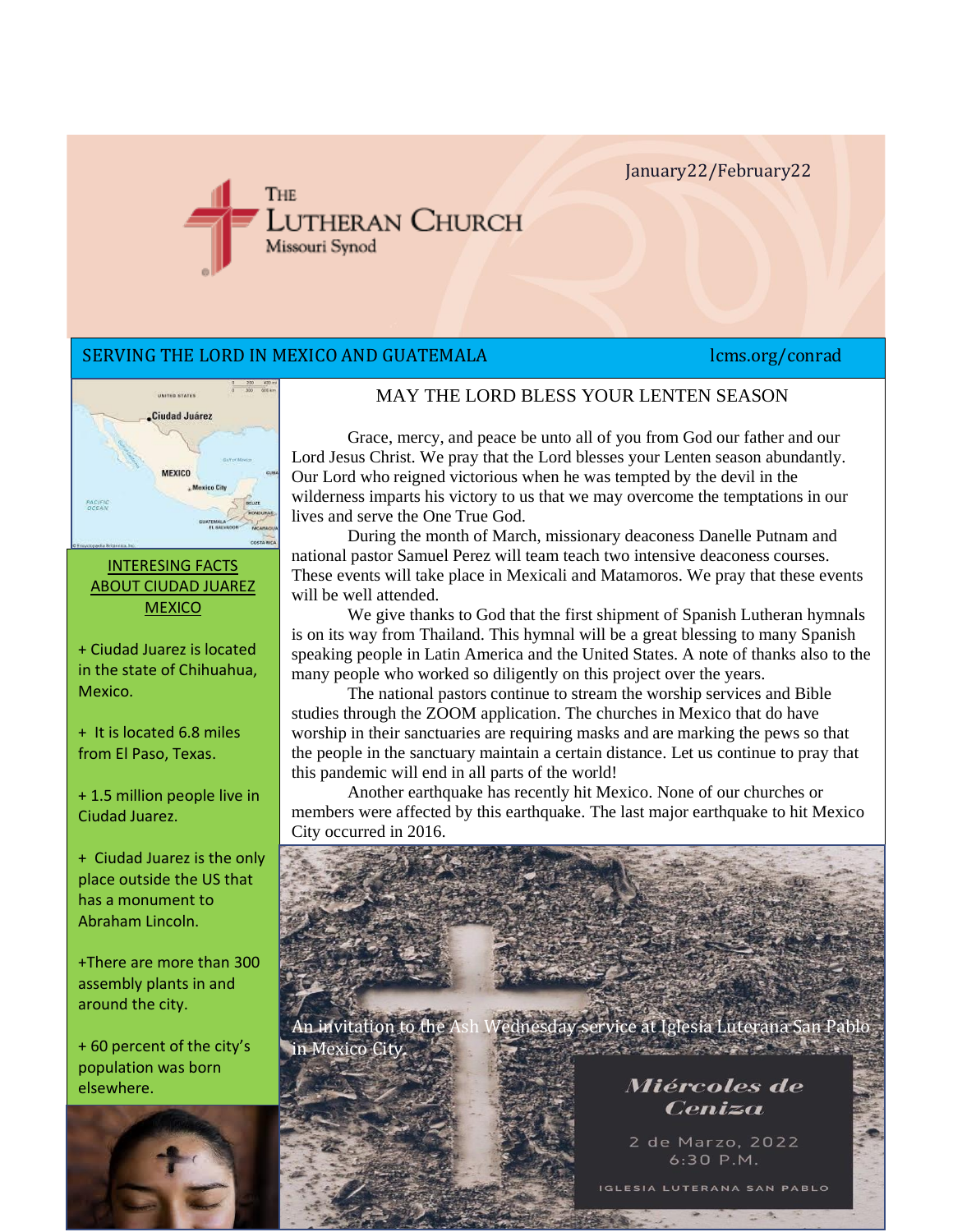January22/February22

THE LUTHERAN CHURCH
Missouri Synod

SERVING THE LORD IN MEXICO AND GUATEMALA — lcms.org/conrad

## MAY THE LORD BLESS YOUR LENTEN SEASON

Grace, mercy, and peace be unto all of you from God our father and our Lord Jesus Christ. We pray that the Lord blesses your Lenten season abundantly. Our Lord who reigned victorious when he was tempted by the devil in the wilderness imparts his victory to us that we may overcome the temptations in our lives and serve the One True God.

During the month of March, missionary deaconess Danelle Putnam and national pastor Samuel Perez will team teach two intensive deaconess courses. These events will take place in Mexicali and Matamoros. We pray that these events will be well attended.

We give thanks to God that the first shipment of Spanish Lutheran hymnals is on its way from Thailand. This hymnal will be a great blessing to many Spanish speaking people in Latin America and the United States. A note of thanks also to the many people who worked so diligently on this project over the years.

The national pastors continue to stream the worship services and Bible studies through the ZOOM application. The churches in Mexico that do have worship in their sanctuaries are requiring masks and are marking the pews so that the people in the sanctuary maintain a certain distance. Let us continue to pray that this pandemic will end in all parts of the world!

Another earthquake has recently hit Mexico. None of our churches or members were affected by this earthquake. The last major earthquake to hit Mexico City occurred in 2016.

An invitation to the Ash Wednesday service at Iglesia Luterana San Pablo in Mexico City.

*Miércoles de Ceniza*

2 de Marzo, 2022
6:30 P.M.

IGLESIA LUTERANA SAN PABLO

### INTERESING FACTS ABOUT CIUDAD JUAREZ MEXICO

+ Ciudad Juarez is located in the state of Chihuahua, Mexico.

+ It is located 6.8 miles from El Paso, Texas.

+ 1.5 million people live in Ciudad Juarez.

+ Ciudad Juarez is the only place outside the US that has a monument to Abraham Lincoln.

+There are more than 300 assembly plants in and around the city.

+ 60 percent of the city's population was born elsewhere.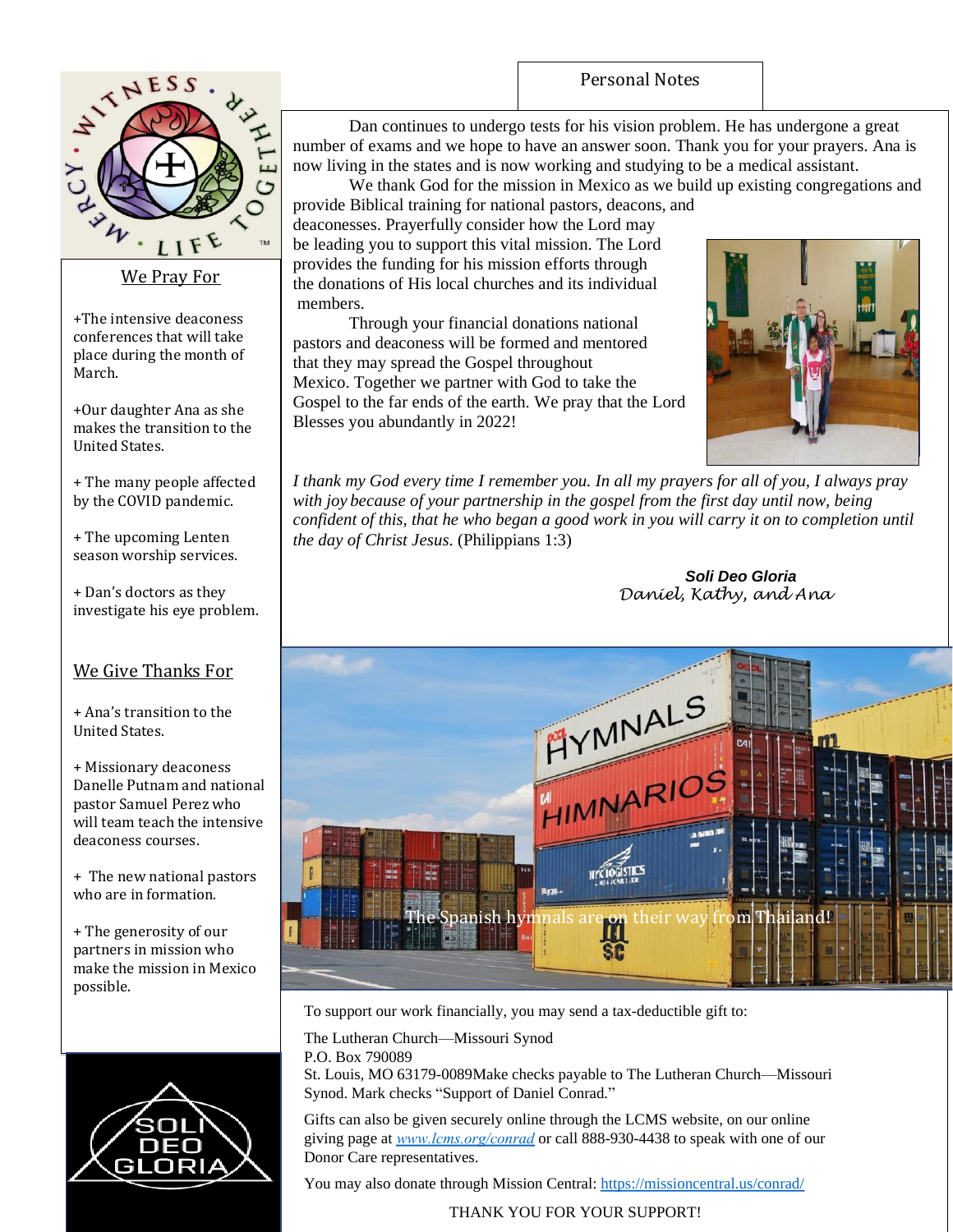## We Pray For

+The intensive deaconess conferences that will take place during the month of March.

+Our daughter Ana as she makes the transition to the United States.

+ The many people affected by the COVID pandemic.

+ The upcoming Lenten season worship services.

+ Dan's doctors as they investigate his eye problem.

## We Give Thanks For

+ Ana's transition to the United States.

+ Missionary deaconess Danelle Putnam and national pastor Samuel Perez who will team teach the intensive deaconess courses.

+ The new national pastors who are in formation.

+ The generosity of our partners in mission who make the mission in Mexico possible.

## Personal Notes

Dan continues to undergo tests for his vision problem. He has undergone a great number of exams and we hope to have an answer soon. Thank you for your prayers. Ana is now living in the states and is now working and studying to be a medical assistant.

We thank God for the mission in Mexico as we build up existing congregations and provide Biblical training for national pastors, deacons, and deaconesses. Prayerfully consider how the Lord may be leading you to support this vital mission. The Lord provides the funding for his mission efforts through the donations of His local churches and its individual members.

Through your financial donations national pastors and deaconess will be formed and mentored that they may spread the Gospel throughout Mexico. Together we partner with God to take the Gospel to the far ends of the earth. We pray that the Lord Blesses you abundantly in 2022!

*I thank my God every time I remember you. In all my prayers for all of you, I always pray with joy because of your partnership in the gospel from the first day until now, being confident of this, that he who began a good work in you will carry it on to completion until the day of Christ Jesus*. (Philippians 1:3)

***Soli Deo Gloria***

*Daniel, Kathy, and Ana*

The Spanish hymnals are on their way from Thailand!

To support our work financially, you may send a tax-deductible gift to:

The Lutheran Church—Missouri Synod
P.O. Box 790089
St. Louis, MO 63179-0089Make checks payable to The Lutheran Church—Missouri Synod. Mark checks "Support of Daniel Conrad."

Gifts can also be given securely online through the LCMS website, on our online giving page at *www.lcms.org/conrad* or call 888-930-4438 to speak with one of our Donor Care representatives.

You may also donate through Mission Central: https://missioncentral.us/conrad/

THANK YOU FOR YOUR SUPPORT!